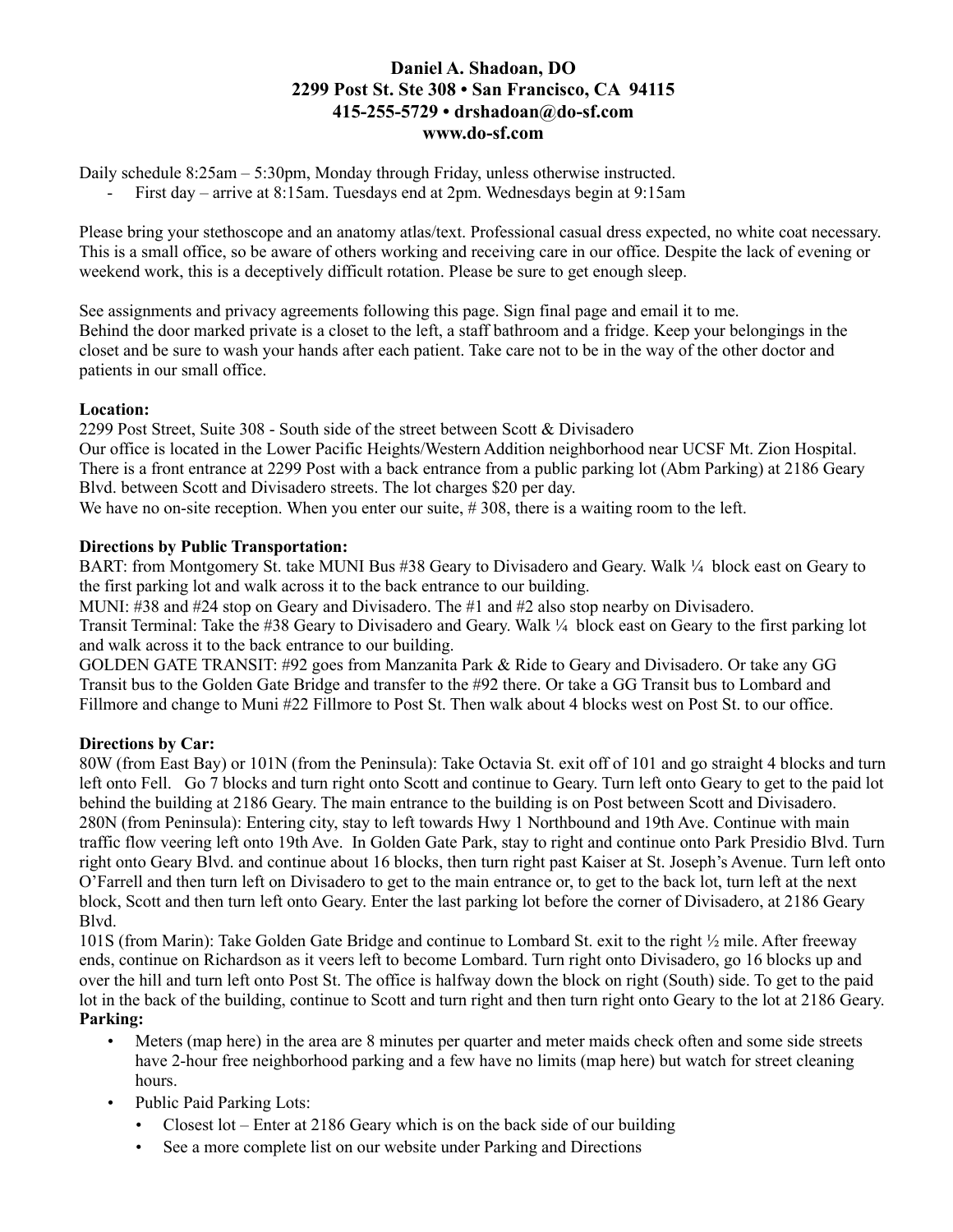**Daniel A. Shadoan, DO**
**2299 Post St. Ste 308 • San Francisco, CA 94115**
**415-255-5729 • drshadoan@do-sf.com**
**www.do-sf.com**

Daily schedule 8:25am – 5:30pm, Monday through Friday, unless otherwise instructed.

- First day – arrive at 8:15am. Tuesdays end at 2pm. Wednesdays begin at 9:15am

Please bring your stethoscope and an anatomy atlas/text. Professional casual dress expected, no white coat necessary. This is a small office, so be aware of others working and receiving care in our office. Despite the lack of evening or weekend work, this is a deceptively difficult rotation. Please be sure to get enough sleep.

See assignments and privacy agreements following this page. Sign final page and email it to me.
Behind the door marked private is a closet to the left, a staff bathroom and a fridge. Keep your belongings in the closet and be sure to wash your hands after each patient. Take care not to be in the way of the other doctor and patients in our small office.

**Location:**
2299 Post Street, Suite 308 - South side of the street between Scott & Divisadero
Our office is located in the Lower Pacific Heights/Western Addition neighborhood near UCSF Mt. Zion Hospital. There is a front entrance at 2299 Post with a back entrance from a public parking lot (Abm Parking) at 2186 Geary Blvd. between Scott and Divisadero streets. The lot charges $20 per day.
We have no on-site reception. When you enter our suite, # 308, there is a waiting room to the left.

**Directions by Public Transportation:**
BART: from Montgomery St. take MUNI Bus #38 Geary to Divisadero and Geary. Walk ¼ block east on Geary to the first parking lot and walk across it to the back entrance to our building.
MUNI: #38 and #24 stop on Geary and Divisadero. The #1 and #2 also stop nearby on Divisadero.
Transit Terminal: Take the #38 Geary to Divisadero and Geary. Walk ¼ block east on Geary to the first parking lot and walk across it to the back entrance to our building.
GOLDEN GATE TRANSIT: #92 goes from Manzanita Park & Ride to Geary and Divisadero. Or take any GG Transit bus to the Golden Gate Bridge and transfer to the #92 there. Or take a GG Transit bus to Lombard and Fillmore and change to Muni #22 Fillmore to Post St. Then walk about 4 blocks west on Post St. to our office.

**Directions by Car:**
80W (from East Bay) or 101N (from the Peninsula): Take Octavia St. exit off of 101 and go straight 4 blocks and turn left onto Fell. Go 7 blocks and turn right onto Scott and continue to Geary. Turn left onto Geary to get to the paid lot behind the building at 2186 Geary. The main entrance to the building is on Post between Scott and Divisadero.
280N (from Peninsula): Entering city, stay to left towards Hwy 1 Northbound and 19th Ave. Continue with main traffic flow veering left onto 19th Ave. In Golden Gate Park, stay to right and continue onto Park Presidio Blvd. Turn right onto Geary Blvd. and continue about 16 blocks, then turn right past Kaiser at St. Joseph's Avenue. Turn left onto O'Farrell and then turn left on Divisadero to get to the main entrance or, to get to the back lot, turn left at the next block, Scott and then turn left onto Geary. Enter the last parking lot before the corner of Divisadero, at 2186 Geary Blvd.
101S (from Marin): Take Golden Gate Bridge and continue to Lombard St. exit to the right ½ mile. After freeway ends, continue on Richardson as it veers left to become Lombard. Turn right onto Divisadero, go 16 blocks up and over the hill and turn left onto Post St. The office is halfway down the block on right (South) side. To get to the paid lot in the back of the building, continue to Scott and turn right and then turn right onto Geary to the lot at 2186 Geary.

**Parking:**

- Meters (map here) in the area are 8 minutes per quarter and meter maids check often and some side streets have 2-hour free neighborhood parking and a few have no limits (map here) but watch for street cleaning hours.
- Public Paid Parking Lots:
  - Closest lot – Enter at 2186 Geary which is on the back side of our building
  - See a more complete list on our website under Parking and Directions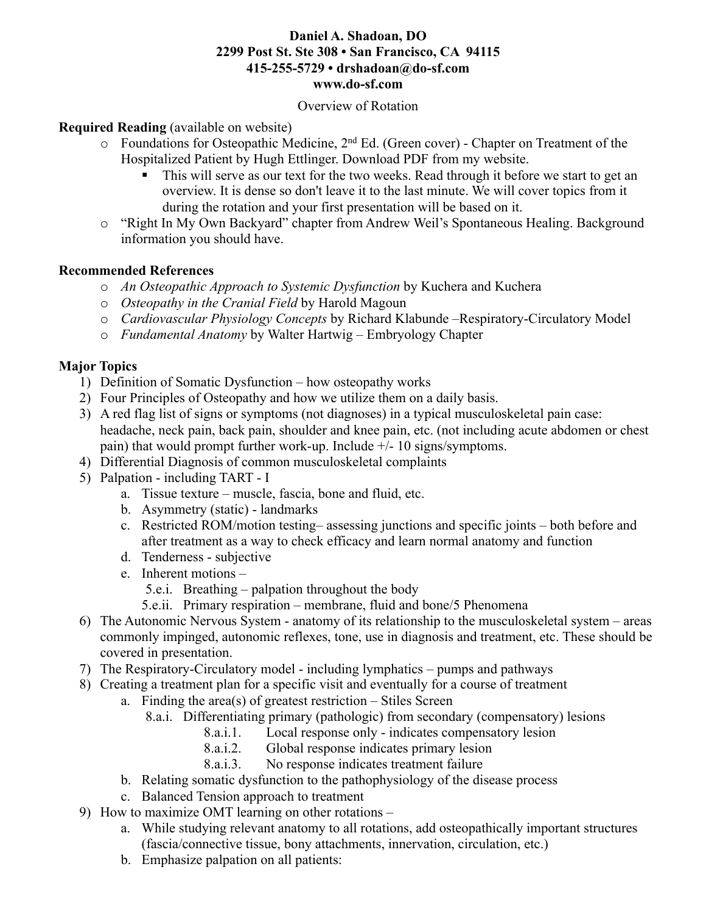**Daniel A. Shadoan, DO**
**2299 Post St. Ste 308 • San Francisco, CA 94115**
**415-255-5729 • drshadoan@do-sf.com**
**www.do-sf.com**

Overview of Rotation

**Required Reading** (available on website)

- Foundations for Osteopathic Medicine, 2nd Ed. (Green cover) - Chapter on Treatment of the Hospitalized Patient by Hugh Ettlinger. Download PDF from my website.
  - This will serve as our text for the two weeks. Read through it before we start to get an overview. It is dense so don't leave it to the last minute. We will cover topics from it during the rotation and your first presentation will be based on it.
- "Right In My Own Backyard" chapter from Andrew Weil's Spontaneous Healing. Background information you should have.

**Recommended References**

- *An Osteopathic Approach to Systemic Dysfunction* by Kuchera and Kuchera
- *Osteopathy in the Cranial Field* by Harold Magoun
- *Cardiovascular Physiology Concepts* by Richard Klabunde –Respiratory-Circulatory Model
- *Fundamental Anatomy* by Walter Hartwig – Embryology Chapter

**Major Topics**

1) Definition of Somatic Dysfunction – how osteopathy works
2) Four Principles of Osteopathy and how we utilize them on a daily basis.
3) A red flag list of signs or symptoms (not diagnoses) in a typical musculoskeletal pain case: headache, neck pain, back pain, shoulder and knee pain, etc. (not including acute abdomen or chest pain) that would prompt further work-up. Include +/- 10 signs/symptoms.
4) Differential Diagnosis of common musculoskeletal complaints
5) Palpation - including TART - I
   a. Tissue texture – muscle, fascia, bone and fluid, etc.
   b. Asymmetry (static) - landmarks
   c. Restricted ROM/motion testing– assessing junctions and specific joints – both before and after treatment as a way to check efficacy and learn normal anatomy and function
   d. Tenderness - subjective
   e. Inherent motions –
      5.e.i. Breathing – palpation throughout the body
      5.e.ii. Primary respiration – membrane, fluid and bone/5 Phenomena
6) The Autonomic Nervous System - anatomy of its relationship to the musculoskeletal system – areas commonly impinged, autonomic reflexes, tone, use in diagnosis and treatment, etc. These should be covered in presentation.
7) The Respiratory-Circulatory model - including lymphatics – pumps and pathways
8) Creating a treatment plan for a specific visit and eventually for a course of treatment
   a. Finding the area(s) of greatest restriction – Stiles Screen
      8.a.i. Differentiating primary (pathologic) from secondary (compensatory) lesions
         8.a.i.1. Local response only - indicates compensatory lesion
         8.a.i.2. Global response indicates primary lesion
         8.a.i.3. No response indicates treatment failure
   b. Relating somatic dysfunction to the pathophysiology of the disease process
   c. Balanced Tension approach to treatment
9) How to maximize OMT learning on other rotations –
   a. While studying relevant anatomy to all rotations, add osteopathically important structures (fascia/connective tissue, bony attachments, innervation, circulation, etc.)
   b. Emphasize palpation on all patients: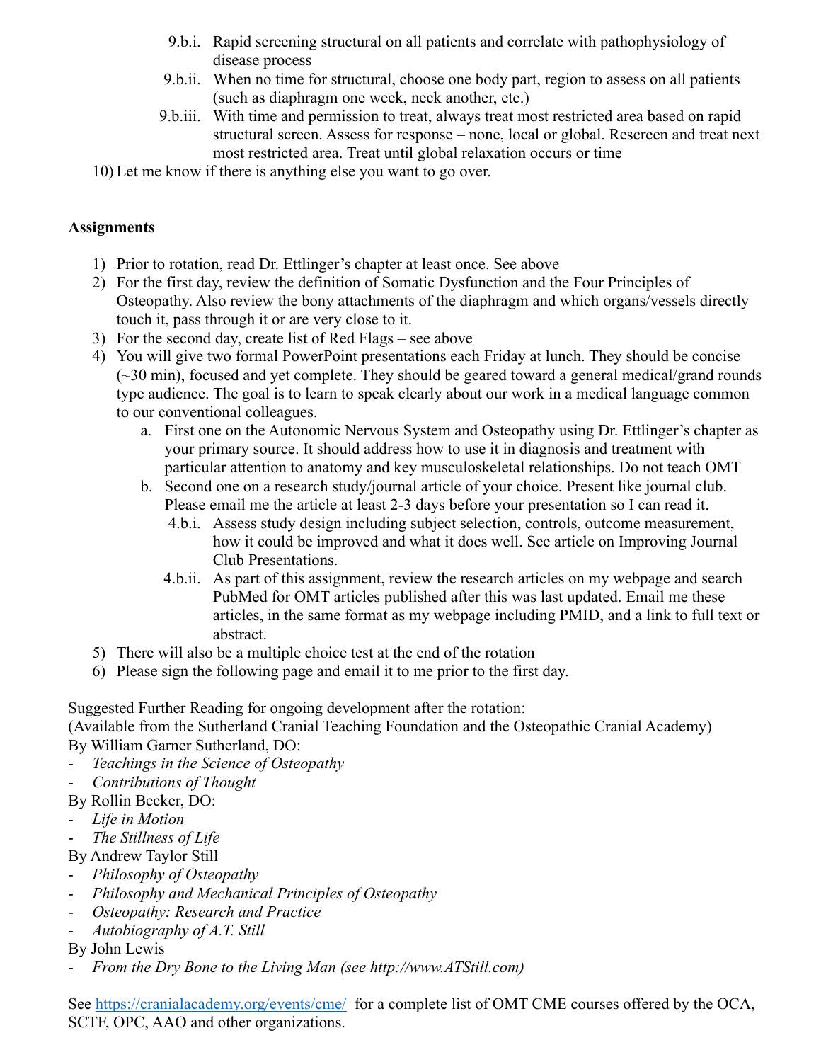9.b.i. Rapid screening structural on all patients and correlate with pathophysiology of disease process

9.b.ii. When no time for structural, choose one body part, region to assess on all patients (such as diaphragm one week, neck another, etc.)

9.b.iii. With time and permission to treat, always treat most restricted area based on rapid structural screen. Assess for response – none, local or global. Rescreen and treat next most restricted area. Treat until global relaxation occurs or time

10) Let me know if there is anything else you want to go over.

**Assignments**

1) Prior to rotation, read Dr. Ettlinger's chapter at least once. See above
2) For the first day, review the definition of Somatic Dysfunction and the Four Principles of Osteopathy. Also review the bony attachments of the diaphragm and which organs/vessels directly touch it, pass through it or are very close to it.
3) For the second day, create list of Red Flags – see above
4) You will give two formal PowerPoint presentations each Friday at lunch. They should be concise (~30 min), focused and yet complete. They should be geared toward a general medical/grand rounds type audience. The goal is to learn to speak clearly about our work in a medical language common to our conventional colleagues.
   a. First one on the Autonomic Nervous System and Osteopathy using Dr. Ettlinger's chapter as your primary source. It should address how to use it in diagnosis and treatment with particular attention to anatomy and key musculoskeletal relationships. Do not teach OMT
   b. Second one on a research study/journal article of your choice. Present like journal club. Please email me the article at least 2-3 days before your presentation so I can read it.
      4.b.i. Assess study design including subject selection, controls, outcome measurement, how it could be improved and what it does well. See article on Improving Journal Club Presentations.
      4.b.ii. As part of this assignment, review the research articles on my webpage and search PubMed for OMT articles published after this was last updated. Email me these articles, in the same format as my webpage including PMID, and a link to full text or abstract.
5) There will also be a multiple choice test at the end of the rotation
6) Please sign the following page and email it to me prior to the first day.

Suggested Further Reading for ongoing development after the rotation:
(Available from the Sutherland Cranial Teaching Foundation and the Osteopathic Cranial Academy)

By William Garner Sutherland, DO:
- *Teachings in the Science of Osteopathy*
- *Contributions of Thought*

By Rollin Becker, DO:
- *Life in Motion*
- *The Stillness of Life*

By Andrew Taylor Still
- *Philosophy of Osteopathy*
- *Philosophy and Mechanical Principles of Osteopathy*
- *Osteopathy: Research and Practice*
- *Autobiography of A.T. Still*

By John Lewis
- *From the Dry Bone to the Living Man (see http://www.ATStill.com)*

See [https://cranialacademy.org/events/cme/](https://cranialacademy.org/events/cme/) for a complete list of OMT CME courses offered by the OCA, SCTF, OPC, AAO and other organizations.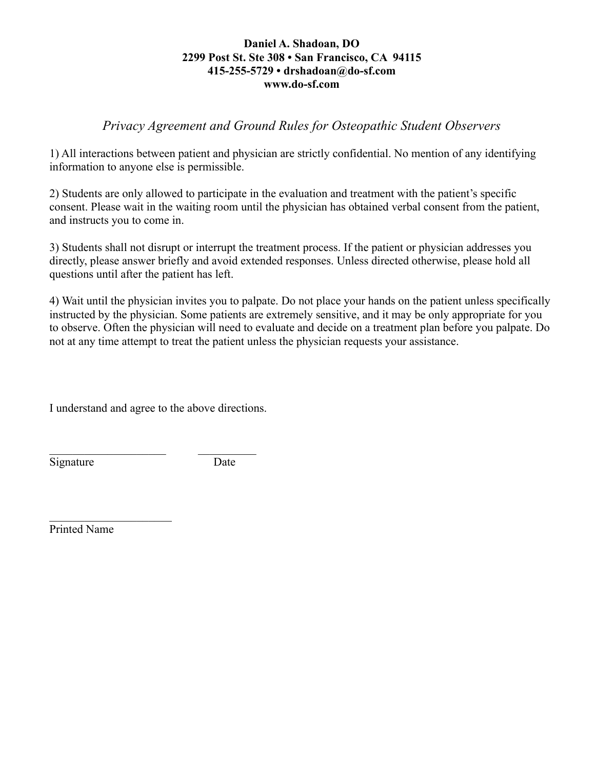**Daniel A. Shadoan, DO**
**2299 Post St. Ste 308 • San Francisco, CA 94115**
**415-255-5729 • drshadoan@do-sf.com**
**www.do-sf.com**

*Privacy Agreement and Ground Rules for Osteopathic Student Observers*

1) All interactions between patient and physician are strictly confidential. No mention of any identifying information to anyone else is permissible.

2) Students are only allowed to participate in the evaluation and treatment with the patient's specific consent. Please wait in the waiting room until the physician has obtained verbal consent from the patient, and instructs you to come in.

3) Students shall not disrupt or interrupt the treatment process. If the patient or physician addresses you directly, please answer briefly and avoid extended responses. Unless directed otherwise, please hold all questions until after the patient has left.

4) Wait until the physician invites you to palpate. Do not place your hands on the patient unless specifically instructed by the physician. Some patients are extremely sensitive, and it may be only appropriate for you to observe. Often the physician will need to evaluate and decide on a treatment plan before you palpate. Do not at any time attempt to treat the patient unless the physician requests your assistance.

I understand and agree to the above directions.

____________________ __________
Signature Date

_____________________
Printed Name